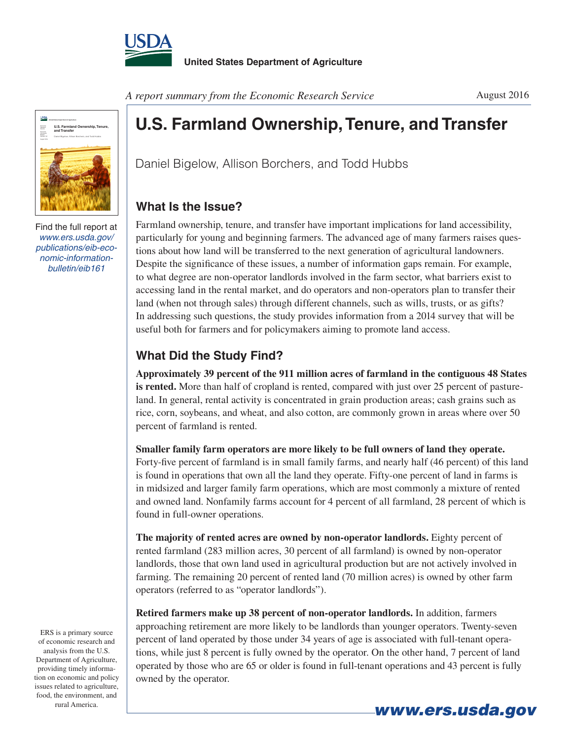United States Department of Agriculture

*A report summary from the Economic Research Service*

August 2016

# U.S. Farmland Ownership, Tenure, and Transfer

Daniel Bigelow, Allison Borchers, and Todd Hubbs

Find the full report at *www.ers.usda.gov/publications/eib-economic-information-bulletin/eib161*

## What Is the Issue?

Farmland ownership, tenure, and transfer have important implications for land accessibility, particularly for young and beginning farmers. The advanced age of many farmers raises questions about how land will be transferred to the next generation of agricultural landowners. Despite the significance of these issues, a number of information gaps remain. For example, to what degree are non-operator landlords involved in the farm sector, what barriers exist to accessing land in the rental market, and do operators and non-operators plan to transfer their land (when not through sales) through different channels, such as wills, trusts, or as gifts? In addressing such questions, the study provides information from a 2014 survey that will be useful both for farmers and for policymakers aiming to promote land access.

## What Did the Study Find?

**Approximately 39 percent of the 911 million acres of farmland in the contiguous 48 States is rented.** More than half of cropland is rented, compared with just over 25 percent of pastureland. In general, rental activity is concentrated in grain production areas; cash grains such as rice, corn, soybeans, and wheat, and also cotton, are commonly grown in areas where over 50 percent of farmland is rented.

**Smaller family farm operators are more likely to be full owners of land they operate.** Forty-five percent of farmland is in small family farms, and nearly half (46 percent) of this land is found in operations that own all the land they operate. Fifty-one percent of land in farms is in midsized and larger family farm operations, which are most commonly a mixture of rented and owned land. Nonfamily farms account for 4 percent of all farmland, 28 percent of which is found in full-owner operations.

**The majority of rented acres are owned by non-operator landlords.** Eighty percent of rented farmland (283 million acres, 30 percent of all farmland) is owned by non-operator landlords, those that own land used in agricultural production but are not actively involved in farming. The remaining 20 percent of rented land (70 million acres) is owned by other farm operators (referred to as "operator landlords").

**Retired farmers make up 38 percent of non-operator landlords.** In addition, farmers approaching retirement are more likely to be landlords than younger operators. Twenty-seven percent of land operated by those under 34 years of age is associated with full-tenant operations, while just 8 percent is fully owned by the operator. On the other hand, 7 percent of land operated by those who are 65 or older is found in full-tenant operations and 43 percent is fully owned by the operator.

ERS is a primary source of economic research and analysis from the U.S. Department of Agriculture, providing timely information on economic and policy issues related to agriculture, food, the environment, and rural America.

www.ers.usda.gov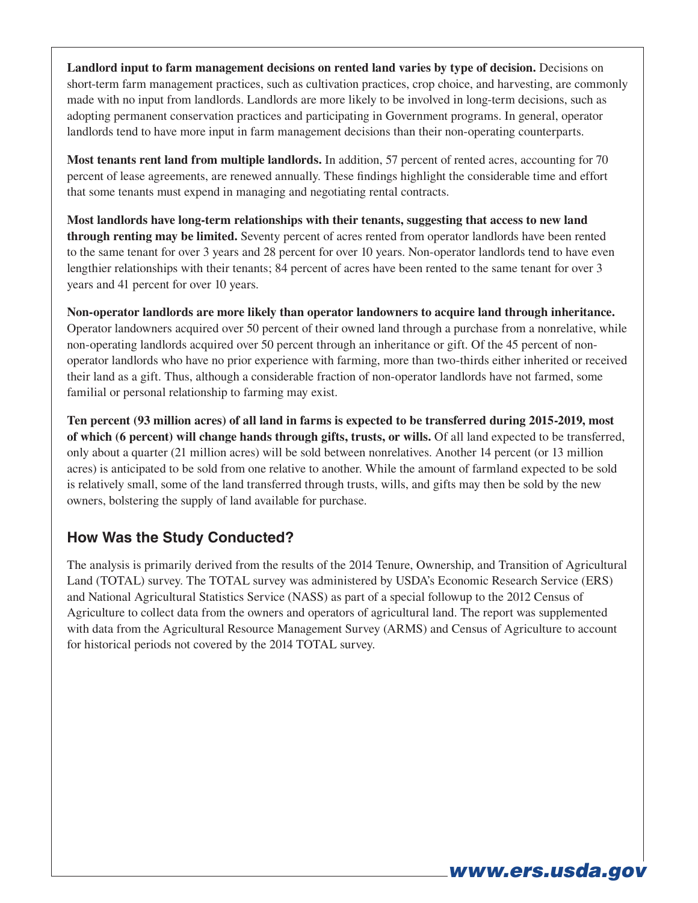**Landlord input to farm management decisions on rented land varies by type of decision.** Decisions on short-term farm management practices, such as cultivation practices, crop choice, and harvesting, are commonly made with no input from landlords. Landlords are more likely to be involved in long-term decisions, such as adopting permanent conservation practices and participating in Government programs. In general, operator landlords tend to have more input in farm management decisions than their non-operating counterparts.

**Most tenants rent land from multiple landlords.** In addition, 57 percent of rented acres, accounting for 70 percent of lease agreements, are renewed annually. These findings highlight the considerable time and effort that some tenants must expend in managing and negotiating rental contracts.

**Most landlords have long-term relationships with their tenants, suggesting that access to new land through renting may be limited.** Seventy percent of acres rented from operator landlords have been rented to the same tenant for over 3 years and 28 percent for over 10 years. Non-operator landlords tend to have even lengthier relationships with their tenants; 84 percent of acres have been rented to the same tenant for over 3 years and 41 percent for over 10 years.

**Non-operator landlords are more likely than operator landowners to acquire land through inheritance.** Operator landowners acquired over 50 percent of their owned land through a purchase from a nonrelative, while non-operating landlords acquired over 50 percent through an inheritance or gift. Of the 45 percent of non-operator landlords who have no prior experience with farming, more than two-thirds either inherited or received their land as a gift. Thus, although a considerable fraction of non-operator landlords have not farmed, some familial or personal relationship to farming may exist.

**Ten percent (93 million acres) of all land in farms is expected to be transferred during 2015-2019, most of which (6 percent) will change hands through gifts, trusts, or wills.** Of all land expected to be transferred, only about a quarter (21 million acres) will be sold between nonrelatives. Another 14 percent (or 13 million acres) is anticipated to be sold from one relative to another. While the amount of farmland expected to be sold is relatively small, some of the land transferred through trusts, wills, and gifts may then be sold by the new owners, bolstering the supply of land available for purchase.

## How Was the Study Conducted?

The analysis is primarily derived from the results of the 2014 Tenure, Ownership, and Transition of Agricultural Land (TOTAL) survey. The TOTAL survey was administered by USDA's Economic Research Service (ERS) and National Agricultural Statistics Service (NASS) as part of a special followup to the 2012 Census of Agriculture to collect data from the owners and operators of agricultural land. The report was supplemented with data from the Agricultural Resource Management Survey (ARMS) and Census of Agriculture to account for historical periods not covered by the 2014 TOTAL survey.